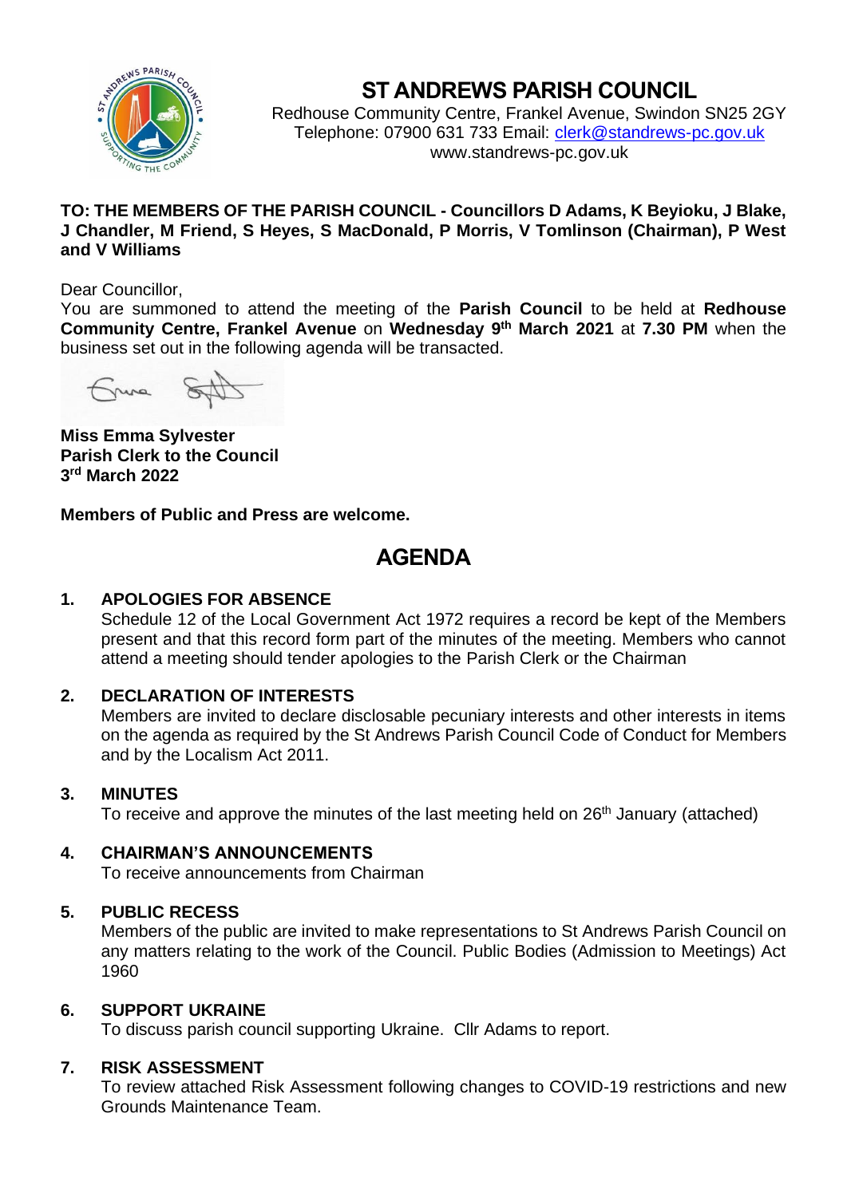# ST ANDREWS PARISH COUNCIL

Redhouse Community Centre, Frankel Avenue, Swindon SN25 2GY
Telephone: 07900 631 733 Email: clerk@standrews-pc.gov.uk
www.standrews-pc.gov.uk

**TO: THE MEMBERS OF THE PARISH COUNCIL - Councillors D Adams, K Beyioku, J Blake, J Chandler, M Friend, S Heyes, S MacDonald, P Morris, V Tomlinson (Chairman), P West and V Williams**

Dear Councillor,

You are summoned to attend the meeting of the **Parish Council** to be held at **Redhouse Community Centre, Frankel Avenue** on **Wednesday 9th March 2021** at **7.30 PM** when the business set out in the following agenda will be transacted.

**Miss Emma Sylvester**
**Parish Clerk to the Council**
**3rd March 2022**

**Members of Public and Press are welcome.**

## AGENDA

**1. APOLOGIES FOR ABSENCE**

Schedule 12 of the Local Government Act 1972 requires a record be kept of the Members present and that this record form part of the minutes of the meeting. Members who cannot attend a meeting should tender apologies to the Parish Clerk or the Chairman

**2. DECLARATION OF INTERESTS**

Members are invited to declare disclosable pecuniary interests and other interests in items on the agenda as required by the St Andrews Parish Council Code of Conduct for Members and by the Localism Act 2011.

**3. MINUTES**

To receive and approve the minutes of the last meeting held on 26th January (attached)

**4. CHAIRMAN'S ANNOUNCEMENTS**

To receive announcements from Chairman

**5. PUBLIC RECESS**

Members of the public are invited to make representations to St Andrews Parish Council on any matters relating to the work of the Council. Public Bodies (Admission to Meetings) Act 1960

**6. SUPPORT UKRAINE**

To discuss parish council supporting Ukraine. Cllr Adams to report.

**7. RISK ASSESSMENT**

To review attached Risk Assessment following changes to COVID-19 restrictions and new Grounds Maintenance Team.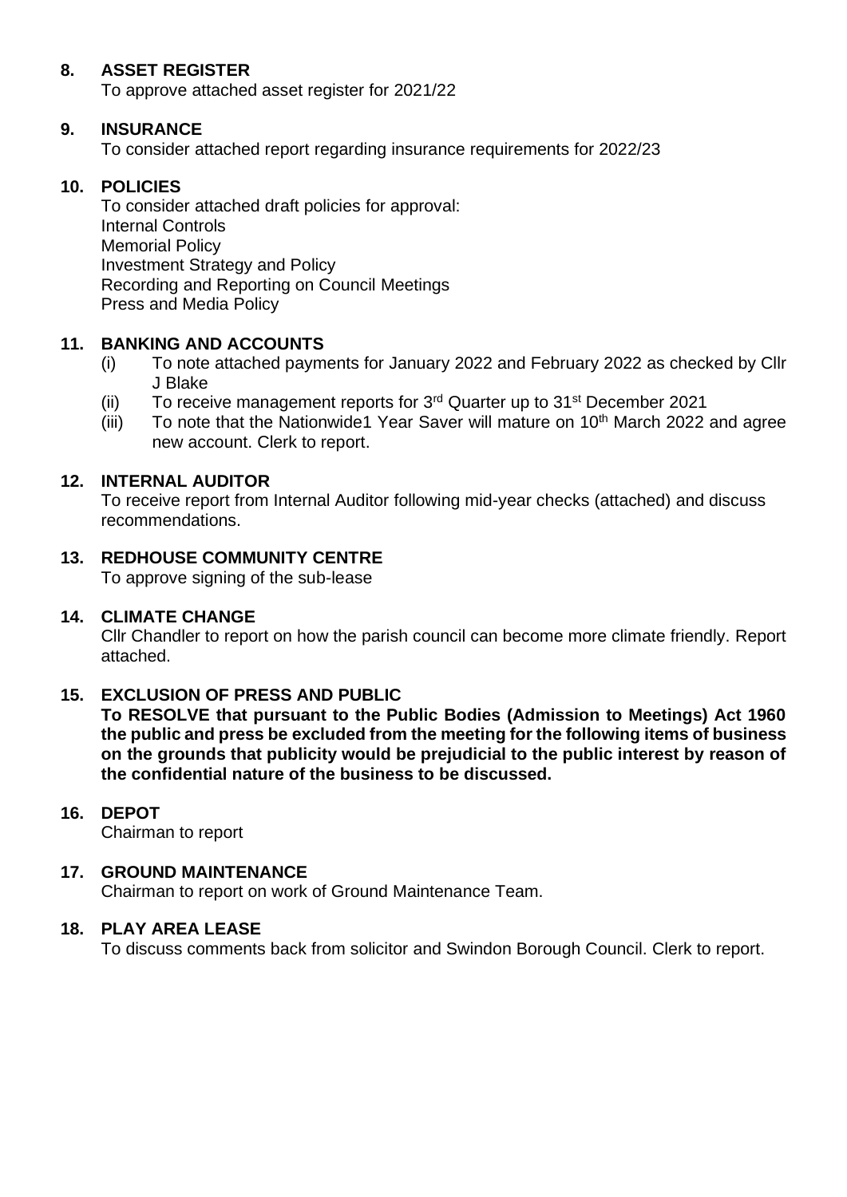## 8. ASSET REGISTER

To approve attached asset register for 2021/22

## 9. INSURANCE

To consider attached report regarding insurance requirements for 2022/23

## 10. POLICIES

To consider attached draft policies for approval:
Internal Controls
Memorial Policy
Investment Strategy and Policy
Recording and Reporting on Council Meetings
Press and Media Policy

## 11. BANKING AND ACCOUNTS

(i) To note attached payments for January 2022 and February 2022 as checked by Cllr J Blake

(ii) To receive management reports for 3rd Quarter up to 31st December 2021

(iii) To note that the Nationwide1 Year Saver will mature on 10th March 2022 and agree new account. Clerk to report.

## 12. INTERNAL AUDITOR

To receive report from Internal Auditor following mid-year checks (attached) and discuss recommendations.

## 13. REDHOUSE COMMUNITY CENTRE

To approve signing of the sub-lease

## 14. CLIMATE CHANGE

Cllr Chandler to report on how the parish council can become more climate friendly. Report attached.

## 15. EXCLUSION OF PRESS AND PUBLIC

**To RESOLVE that pursuant to the Public Bodies (Admission to Meetings) Act 1960 the public and press be excluded from the meeting for the following items of business on the grounds that publicity would be prejudicial to the public interest by reason of the confidential nature of the business to be discussed.**

## 16. DEPOT

Chairman to report

## 17. GROUND MAINTENANCE

Chairman to report on work of Ground Maintenance Team.

## 18. PLAY AREA LEASE

To discuss comments back from solicitor and Swindon Borough Council. Clerk to report.